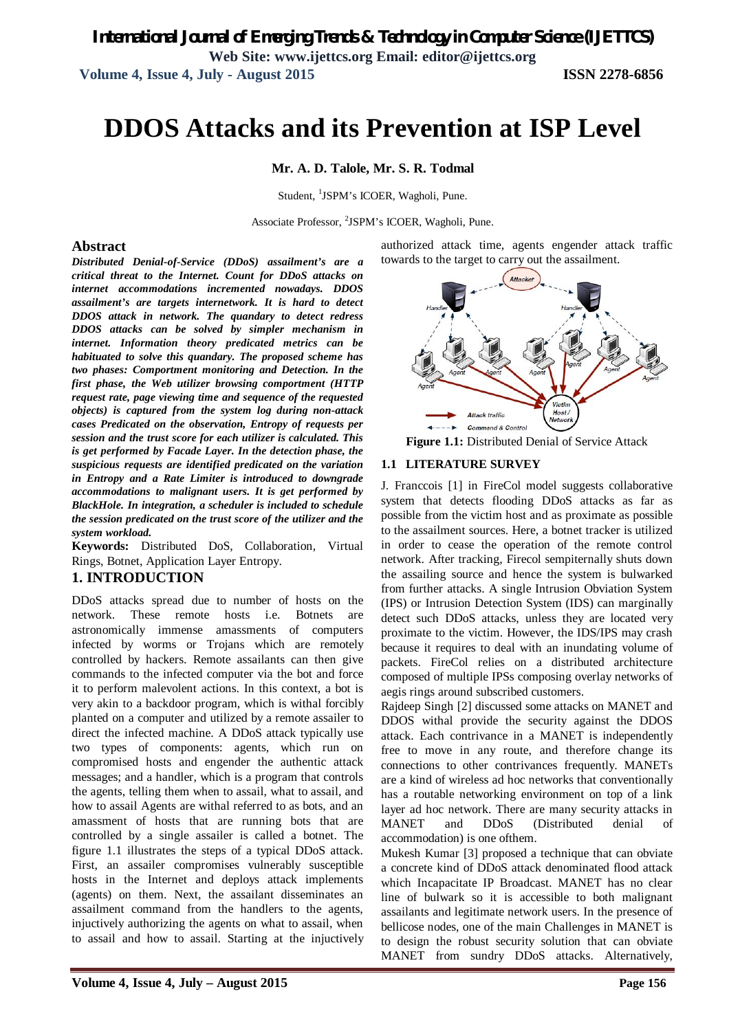# DDOS Attacks and its Prevention at ISP Level

**Mr. A. D. Talole, Mr. S. R. Todmal**

Student, [1]JSPM's ICOER, Wagholi, Pune.

Associate Professor, [2]JSPM's ICOER, Wagholi, Pune.

## Abstract

***Distributed Denial-of-Service (DDoS) assailment's are a critical threat to the Internet. Count for DDoS attacks on internet accommodations incremented nowadays. DDOS assailment's are targets internetwork. It is hard to detect DDOS attack in network. The quandary to detect redress DDOS attacks can be solved by simpler mechanism in internet. Information theory predicated metrics can be habituated to solve this quandary. The proposed scheme has two phases: Comportment monitoring and Detection. In the first phase, the Web utilizer browsing comportment (HTTP request rate, page viewing time and sequence of the requested objects) is captured from the system log during non-attack cases Predicated on the observation, Entropy of requests per session and the trust score for each utilizer is calculated. This is get performed by Facade Layer. In the detection phase, the suspicious requests are identified predicated on the variation in Entropy and a Rate Limiter is introduced to downgrade accommodations to malignant users. It is get performed by BlackHole. In integration, a scheduler is included to schedule the session predicated on the trust score of the utilizer and the system workload.***

**Keywords:** Distributed DoS, Collaboration, Virtual Rings, Botnet, Application Layer Entropy.

## 1. INTRODUCTION

DDoS attacks spread due to number of hosts on the network. These remote hosts i.e. Botnets are astronomically immense amassments of computers infected by worms or Trojans which are remotely controlled by hackers. Remote assailants can then give commands to the infected computer via the bot and force it to perform malevolent actions. In this context, a bot is very akin to a backdoor program, which is withal forcibly planted on a computer and utilized by a remote assailer to direct the infected machine. A DDoS attack typically use two types of components: agents, which run on compromised hosts and engender the authentic attack messages; and a handler, which is a program that controls the agents, telling them when to assail, what to assail, and how to assail Agents are withal referred to as bots, and an amassment of hosts that are running bots that are controlled by a single assailer is called a botnet. The figure 1.1 illustrates the steps of a typical DDoS attack. First, an assailer compromises vulnerably susceptible hosts in the Internet and deploys attack implements (agents) on them. Next, the assailant disseminates an assailment command from the handlers to the agents, injectively authorizing the agents on what to assail, when to assail and how to assail. Starting at the injectively authorized attack time, agents engender attack traffic towards to the target to carry out the assailment.

**Figure 1.1:** Distributed Denial of Service Attack

### 1.1 LITERATURE SURVEY

J. Franccois [1] in FireCol model suggests collaborative system that detects flooding DDoS attacks as far as possible from the victim host and as proximate as possible to the assailment sources. Here, a botnet tracker is utilized in order to cease the operation of the remote control network. After tracking, Firecol sempiternally shuts down the assailing source and hence the system is bulwarked from further attacks. A single Intrusion Obviation System (IPS) or Intrusion Detection System (IDS) can marginally detect such DDoS attacks, unless they are located very proximate to the victim. However, the IDS/IPS may crash because it requires to deal with an inundating volume of packets. FireCol relies on a distributed architecture composed of multiple IPSs composing overlay networks of aegis rings around subscribed customers.

Rajdeep Singh [2] discussed some attacks on MANET and DDOS withal provide the security against the DDOS attack. Each contrivance in a MANET is independently free to move in any route, and therefore change its connections to other contrivances frequently. MANETs are a kind of wireless ad hoc networks that conventionally has a routable networking environment on top of a link layer ad hoc network. There are many security attacks in MANET and DDoS (Distributed denial of accommodation) is one ofthem.

Mukesh Kumar [3] proposed a technique that can obviate a concrete kind of DDoS attack denominated flood attack which Incapacitate IP Broadcast. MANET has no clear line of bulwark so it is accessible to both malignant assailants and legitimate network users. In the presence of bellicose nodes, one of the main Challenges in MANET is to design the robust security solution that can obviate MANET from sundry DDoS attacks. Alternatively,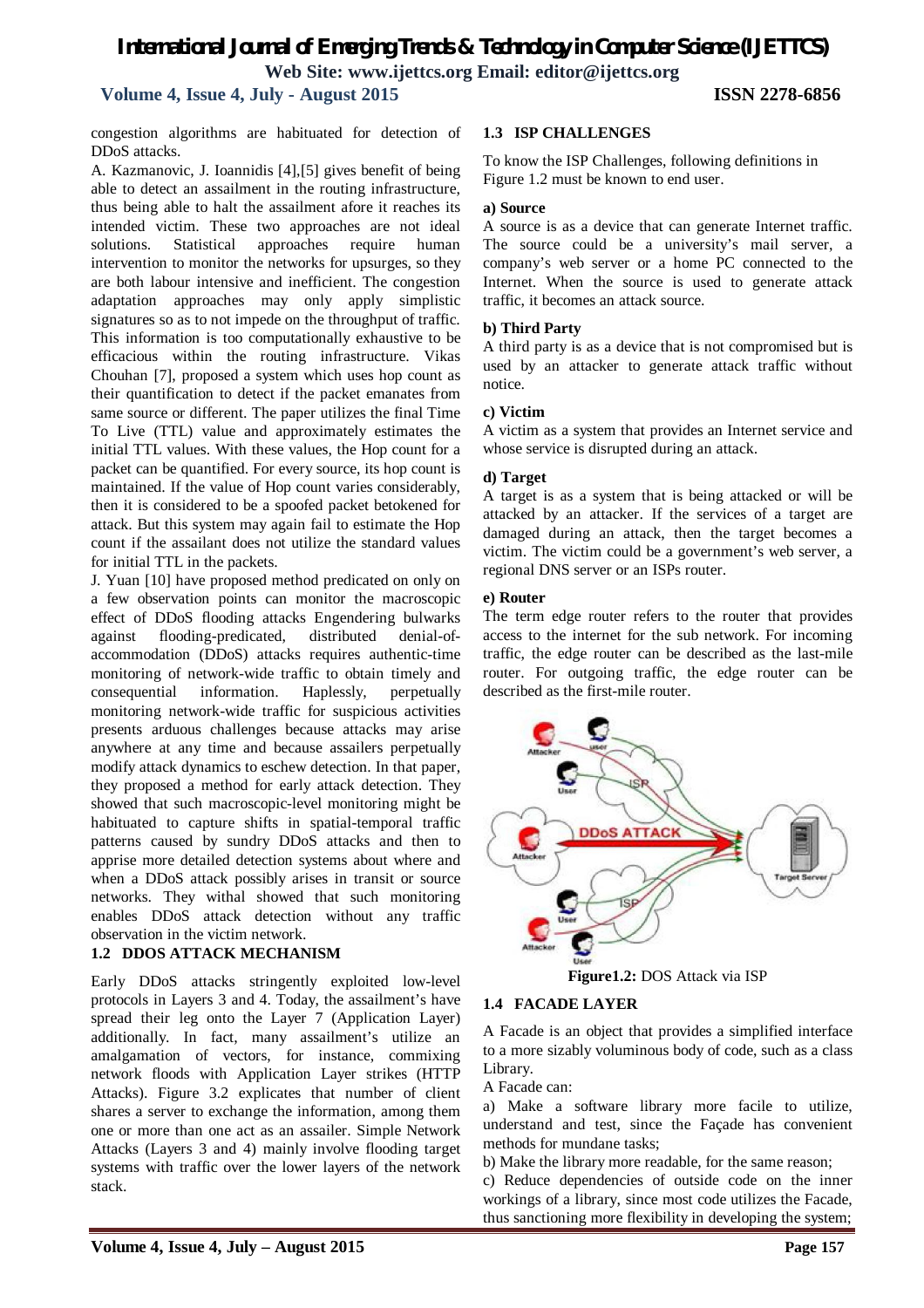congestion algorithms are habituated for detection of DDoS attacks.

A. Kazmanovic, J. Ioannidis [4],[5] gives benefit of being able to detect an assailment in the routing infrastructure, thus being able to halt the assailment afore it reaches its intended victim. These two approaches are not ideal solutions. Statistical approaches require human intervention to monitor the networks for upsurges, so they are both labour intensive and inefficient. The congestion adaptation approaches may only apply simplistic signatures so as to not impede on the throughput of traffic. This information is too computationally exhaustive to be efficacious within the routing infrastructure. Vikas Chouhan [7], proposed a system which uses hop count as their quantification to detect if the packet emanates from same source or different. The paper utilizes the final Time To Live (TTL) value and approximately estimates the initial TTL values. With these values, the Hop count for a packet can be quantified. For every source, its hop count is maintained. If the value of Hop count varies considerably, then it is considered to be a spoofed packet betokened for attack. But this system may again fail to estimate the Hop count if the assailant does not utilize the standard values for initial TTL in the packets.

J. Yuan [10] have proposed method predicated on only on a few observation points can monitor the macroscopic effect of DDoS flooding attacks Engendering bulwarks against flooding-predicated, distributed denial-of-accommodation (DDoS) attacks requires authentic-time monitoring of network-wide traffic to obtain timely and consequential information. Haplessly, perpetually monitoring network-wide traffic for suspicious activities presents arduous challenges because attacks may arise anywhere at any time and because assailers perpetually modify attack dynamics to eschew detection. In that paper, they proposed a method for early attack detection. They showed that such macroscopic-level monitoring might be habituated to capture shifts in spatial-temporal traffic patterns caused by sundry DDoS attacks and then to apprise more detailed detection systems about where and when a DDoS attack possibly arises in transit or source networks. They withal showed that such monitoring enables DDoS attack detection without any traffic observation in the victim network.

## 1.2 DDOS ATTACK MECHANISM

Early DDoS attacks stringently exploited low-level protocols in Layers 3 and 4. Today, the assailment's have spread their leg onto the Layer 7 (Application Layer) additionally. In fact, many assailment's utilize an amalgamation of vectors, for instance, commixing network floods with Application Layer strikes (HTTP Attacks). Figure 3.2 explicates that number of client shares a server to exchange the information, among them one or more than one act as an assailer. Simple Network Attacks (Layers 3 and 4) mainly involve flooding target systems with traffic over the lower layers of the network stack.

## 1.3 ISP CHALLENGES

To know the ISP Challenges, following definitions in Figure 1.2 must be known to end user.

**a) Source**

A source is as a device that can generate Internet traffic. The source could be a university's mail server, a company's web server or a home PC connected to the Internet. When the source is used to generate attack traffic, it becomes an attack source.

**b) Third Party**

A third party is as a device that is not compromised but is used by an attacker to generate attack traffic without notice.

**c) Victim**

A victim as a system that provides an Internet service and whose service is disrupted during an attack.

**d) Target**

A target is as a system that is being attacked or will be attacked by an attacker. If the services of a target are damaged during an attack, then the target becomes a victim. The victim could be a government's web server, a regional DNS server or an ISPs router.

**e) Router**

The term edge router refers to the router that provides access to the internet for the sub network. For incoming traffic, the edge router can be described as the last-mile router. For outgoing traffic, the edge router can be described as the first-mile router.

**Figure1.2:** DOS Attack via ISP

## 1.4 FACADE LAYER

A Facade is an object that provides a simplified interface to a more sizably voluminous body of code, such as a class Library.

A Facade can:

a) Make a software library more facile to utilize, understand and test, since the Façade has convenient methods for mundane tasks;

b) Make the library more readable, for the same reason;

c) Reduce dependencies of outside code on the inner workings of a library, since most code utilizes the Facade, thus sanctioning more flexibility in developing the system;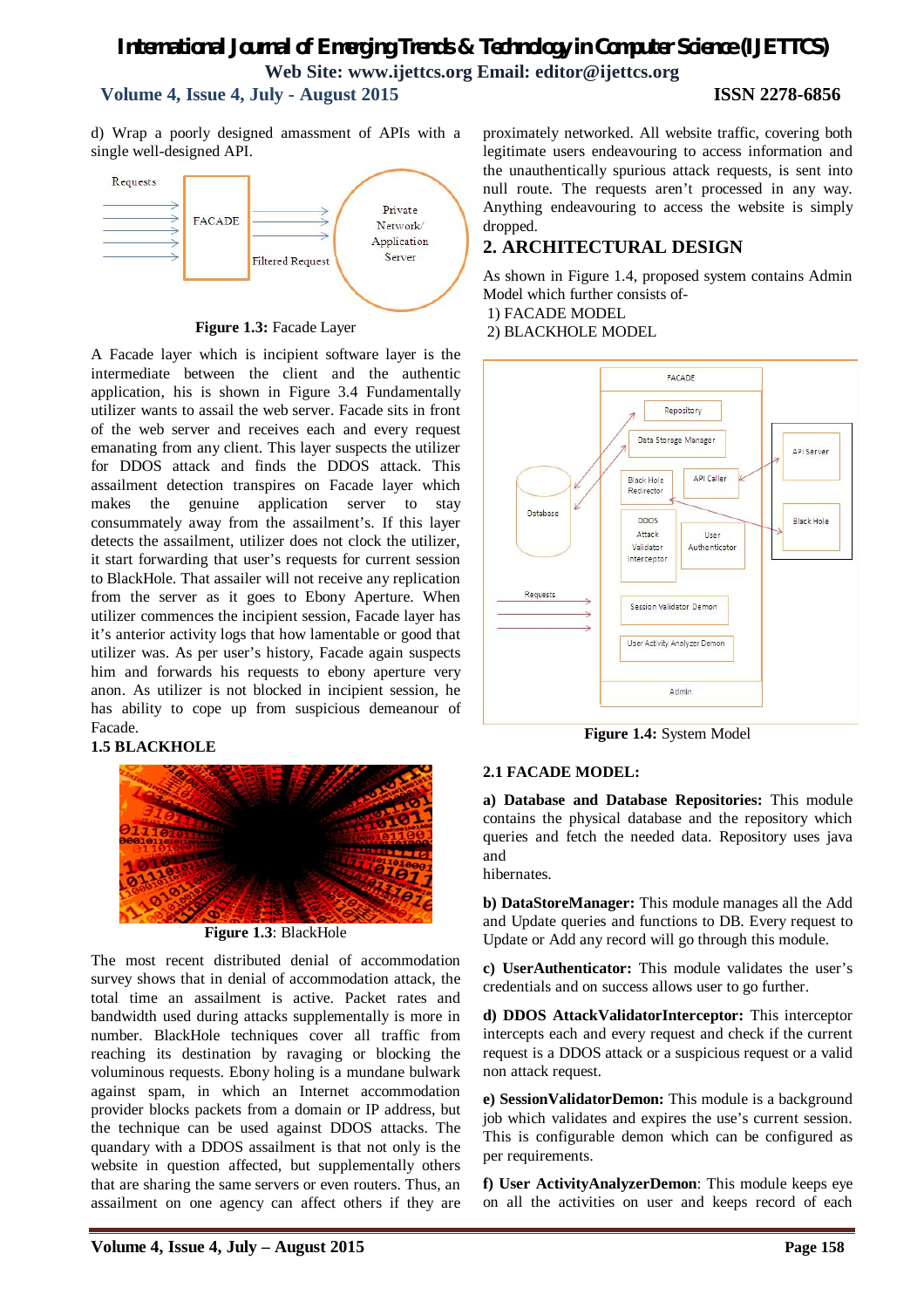d) Wrap a poorly designed amassment of APIs with a single well-designed API.

**Figure 1.3:** Facade Layer

A Facade layer which is incipient software layer is the intermediate between the client and the authentic application, his is shown in Figure 3.4 Fundamentally utilizer wants to assail the web server. Facade sits in front of the web server and receives each and every request emanating from any client. This layer suspects the utilizer for DDOS attack and finds the DDOS attack. This assailment detection transpires on Facade layer which makes the genuine application server to stay consummately away from the assailment's. If this layer detects the assailment, utilizer does not clock the utilizer, it start forwarding that user's requests for current session to BlackHole. That assailer will not receive any replication from the server as it goes to Ebony Aperture. When utilizer commences the incipient session, Facade layer has it's anterior activity logs that how lamentable or good that utilizer was. As per user's history, Facade again suspects him and forwards his requests to ebony aperture very anon. As utilizer is not blocked in incipient session, he has ability to cope up from suspicious demeanour of Facade.

### 1.5 BLACKHOLE

**Figure 1.3**: BlackHole

The most recent distributed denial of accommodation survey shows that in denial of accommodation attack, the total time an assailment is active. Packet rates and bandwidth used during attacks supplementally is more in number. BlackHole techniques cover all traffic from reaching its destination by ravaging or blocking the voluminous requests. Ebony holing is a mundane bulwark against spam, in which an Internet accommodation provider blocks packets from a domain or IP address, but the technique can be used against DDOS attacks. The quandary with a DDOS assailment is that not only is the website in question affected, but supplementally others that are sharing the same servers or even routers. Thus, an assailment on one agency can affect others if they are proximately networked. All website traffic, covering both legitimate users endeavouring to access information and the unauthentically spurious attack requests, is sent into null route. The requests aren't processed in any way. Anything endeavouring to access the website is simply dropped.

## 2. ARCHITECTURAL DESIGN

As shown in Figure 1.4, proposed system contains Admin Model which further consists of-

1) FACADE MODEL
2) BLACKHOLE MODEL

**Figure 1.4:** System Model

### 2.1 FACADE MODEL:

**a) Database and Database Repositories:** This module contains the physical database and the repository which queries and fetch the needed data. Repository uses java and hibernates.

**b) DataStoreManager:** This module manages all the Add and Update queries and functions to DB. Every request to Update or Add any record will go through this module.

**c) UserAuthenticator:** This module validates the user's credentials and on success allows user to go further.

**d) DDOS AttackValidatorInterceptor:** This interceptor intercepts each and every request and check if the current request is a DDOS attack or a suspicious request or a valid non attack request.

**e) SessionValidatorDemon:** This module is a background job which validates and expires the use's current session. This is configurable demon which can be configured as per requirements.

**f) User ActivityAnalyzerDemon**: This module keeps eye on all the activities on user and keeps record of each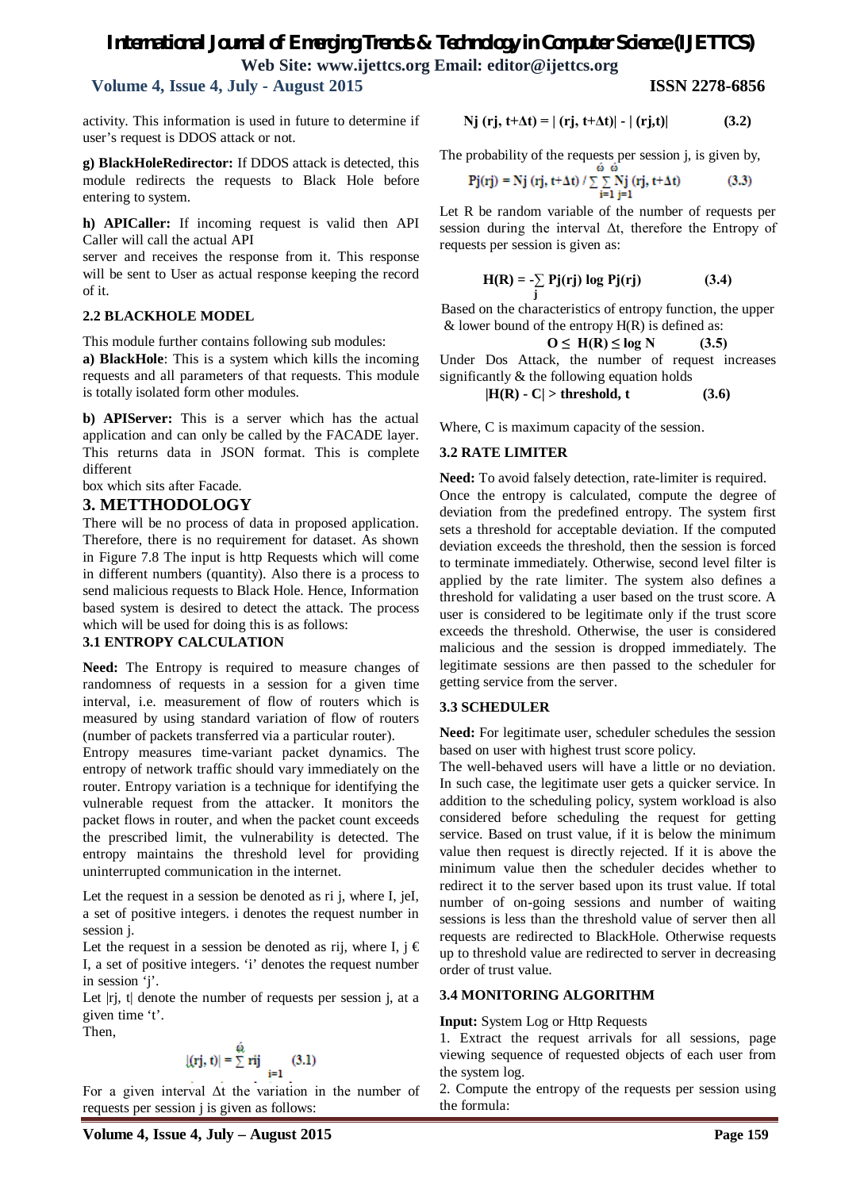activity. This information is used in future to determine if user's request is DDOS attack or not.

**g) BlackHoleRedirector:** If DDOS attack is detected, this module redirects the requests to Black Hole before entering to system.

**h) APICaller:** If incoming request is valid then API Caller will call the actual API server and receives the response from it. This response will be sent to User as actual response keeping the record of it.

### 2.2 BLACKHOLE MODEL

This module further contains following sub modules:

**a) BlackHole**: This is a system which kills the incoming requests and all parameters of that requests. This module is totally isolated form other modules.

**b) APIServer:** This is a server which has the actual application and can only be called by the FACADE layer. This returns data in JSON format. This is complete different box which sits after Facade.

## 3. METTHODOLOGY

There will be no process of data in proposed application. Therefore, there is no requirement for dataset. As shown in Figure 7.8 The input is http Requests which will come in different numbers (quantity). Also there is a process to send malicious requests to Black Hole. Hence, Information based system is desired to detect the attack. The process which will be used for doing this is as follows:

### 3.1 ENTROPY CALCULATION

**Need:** The Entropy is required to measure changes of randomness of requests in a session for a given time interval, i.e. measurement of flow of routers which is measured by using standard variation of flow of routers (number of packets transferred via a particular router).

Entropy measures time-variant packet dynamics. The entropy of network traffic should vary immediately on the router. Entropy variation is a technique for identifying the vulnerable request from the attacker. It monitors the packet flows in router, and when the packet count exceeds the prescribed limit, the vulnerability is detected. The entropy maintains the threshold level for providing uninterrupted communication in the internet.

Let the request in a session be denoted as ri j, where I, jeI, a set of positive integers. i denotes the request number in session j.

Let the request in a session be denoted as rij, where I, j € I, a set of positive integers. 'i' denotes the request number in session 'j'.

Let |rj, t| denote the number of requests per session j, at a given time 't'.

Then,

$$|(rj, t)| = \sum_{i=1}^{\hat{\omega}} rij \qquad (3.1)$$

For a given interval $\Delta t$ the variation in the number of requests per session j is given as follows:

$$Nj\ (rj, t{+}\Delta t) = |\ (rj, t{+}\Delta t)| - |\ (rj,t)| \qquad (3.2)$$

The probability of the requests per session j, is given by,

$$Pj(rj) = Nj\ (rj, t{+}\Delta t) \,/\, \sum_{i=1}^{\hat{\omega}} \sum_{j=1}^{\hat{\omega}} Nj\ (rj, t{+}\Delta t) \qquad (3.3)$$

Let R be random variable of the number of requests per session during the interval $\Delta t$, therefore the Entropy of requests per session is given as:

$$H(R) = -\sum_{j} Pj(rj) \log Pj(rj) \qquad (3.4)$$

Based on the characteristics of entropy function, the upper & lower bound of the entropy H(R) is defined as:

$$O \leq H(R) \leq \log N \qquad (3.5)$$

Under Dos Attack, the number of request increases significantly & the following equation holds

$$|H(R) - C| > \text{threshold, } t \qquad (3.6)$$

Where, C is maximum capacity of the session.

### 3.2 RATE LIMITER

**Need:** To avoid falsely detection, rate-limiter is required.

Once the entropy is calculated, compute the degree of deviation from the predefined entropy. The system first sets a threshold for acceptable deviation. If the computed deviation exceeds the threshold, then the session is forced to terminate immediately. Otherwise, second level filter is applied by the rate limiter. The system also defines a threshold for validating a user based on the trust score. A user is considered to be legitimate only if the trust score exceeds the threshold. Otherwise, the user is considered malicious and the session is dropped immediately. The legitimate sessions are then passed to the scheduler for getting service from the server.

### 3.3 SCHEDULER

**Need:** For legitimate user, scheduler schedules the session based on user with highest trust score policy.

The well-behaved users will have a little or no deviation. In such case, the legitimate user gets a quicker service. In addition to the scheduling policy, system workload is also considered before scheduling the request for getting service. Based on trust value, if it is below the minimum value then request is directly rejected. If it is above the minimum value then the scheduler decides whether to redirect it to the server based upon its trust value. If total number of on-going sessions and number of waiting sessions is less than the threshold value of server then all requests are redirected to BlackHole. Otherwise requests up to threshold value are redirected to server in decreasing order of trust value.

### 3.4 MONITORING ALGORITHM

**Input:** System Log or Http Requests

1. Extract the request arrivals for all sessions, page viewing sequence of requested objects of each user from the system log.
2. Compute the entropy of the requests per session using the formula: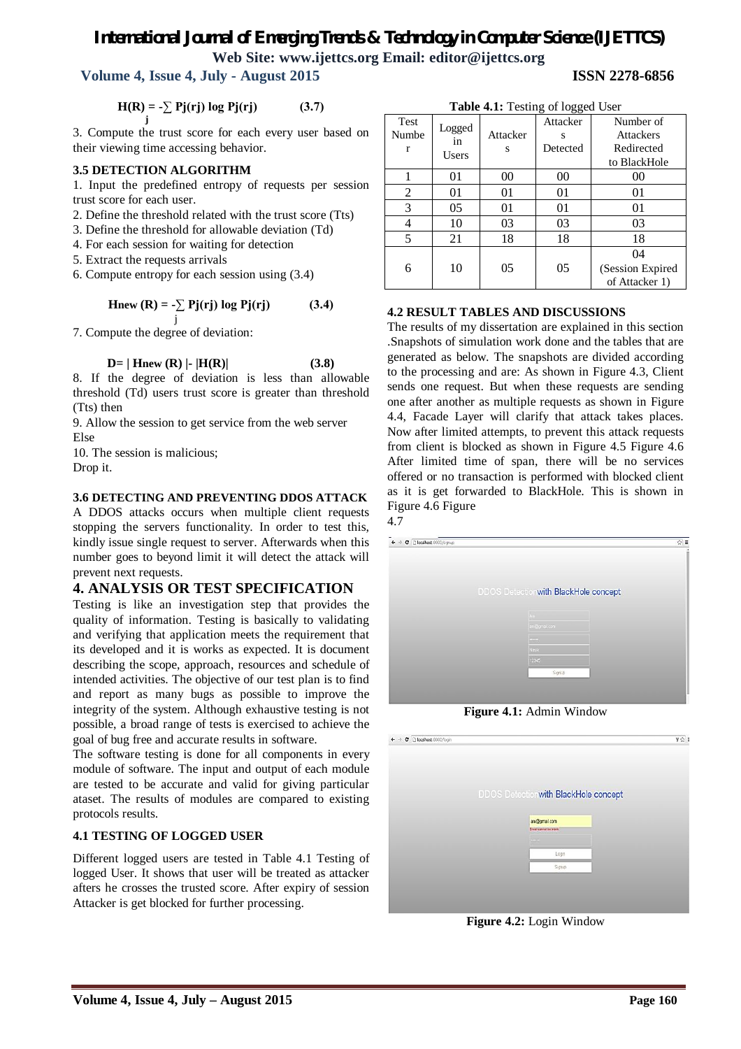$$H(R) = -\sum_{j} Pj(rj) \log Pj(rj) \qquad (3.7)$$

3. Compute the trust score for each every user based on their viewing time accessing behavior.

### 3.5 DETECTION ALGORITHM

1. Input the predefined entropy of requests per session trust score for each user.
2. Define the threshold related with the trust score (Tts)
3. Define the threshold for allowable deviation (Td)
4. For each session for waiting for detection
5. Extract the requests arrivals
6. Compute entropy for each session using (3.4)

$$Hnew\ (R) = -\sum_{j} Pj(rj) \log Pj(rj) \qquad (3.4)$$

7. Compute the degree of deviation:

$$D = |\ Hnew\ (R)\ | - |H(R)| \qquad (3.8)$$

8. If the degree of deviation is less than allowable threshold (Td) users trust score is greater than threshold (Tts) then
9. Allow the session to get service from the web server

Else

10. The session is malicious;

Drop it.

### 3.6 DETECTING AND PREVENTING DDOS ATTACK

A DDOS attacks occurs when multiple client requests stopping the servers functionality. In order to test this, kindly issue single request to server. Afterwards when this number goes to beyond limit it will detect the attack will prevent next requests.

## 4. ANALYSIS OR TEST SPECIFICATION

Testing is like an investigation step that provides the quality of information. Testing is basically to validating and verifying that application meets the requirement that its developed and it is works as expected. It is document describing the scope, approach, resources and schedule of intended activities. The objective of our test plan is to find and report as many bugs as possible to improve the integrity of the system. Although exhaustive testing is not possible, a broad range of tests is exercised to achieve the goal of bug free and accurate results in software.

The software testing is done for all components in every module of software. The input and output of each module are tested to be accurate and valid for giving particular ataset. The results of modules are compared to existing protocols results.

### 4.1 TESTING OF LOGGED USER

Different logged users are tested in Table 4.1 Testing of logged User. It shows that user will be treated as attacker afters he crosses the trusted score. After expiry of session Attacker is get blocked for further processing.

**Table 4.1:** Testing of logged User

| Test Number | Logged in Users | Attackers | Attackers Detected | Number of Attackers Redirected to BlackHole |
|---|---|---|---|---|
| 1 | 01 | 00 | 00 | 00 |
| 2 | 01 | 01 | 01 | 01 |
| 3 | 05 | 01 | 01 | 01 |
| 4 | 10 | 03 | 03 | 03 |
| 5 | 21 | 18 | 18 | 18 |
| 6 | 10 | 05 | 05 | 04 (Session Expired of Attacker 1) |

### 4.2 RESULT TABLES AND DISCUSSIONS

The results of my dissertation are explained in this section .Snapshots of simulation work done and the tables that are generated as below. The snapshots are divided according to the processing and are: As shown in Figure 4.3, Client sends one request. But when these requests are sending one after another as multiple requests as shown in Figure 4.4, Facade Layer will clarify that attack takes places. Now after limited attempts, to prevent this attack requests from client is blocked as shown in Figure 4.5 Figure 4.6 After limited time of span, there will be no services offered or no transaction is performed with blocked client as it is get forwarded to BlackHole. This is shown in Figure 4.6 Figure 4.7

**Figure 4.1:** Admin Window

**Figure 4.2:** Login Window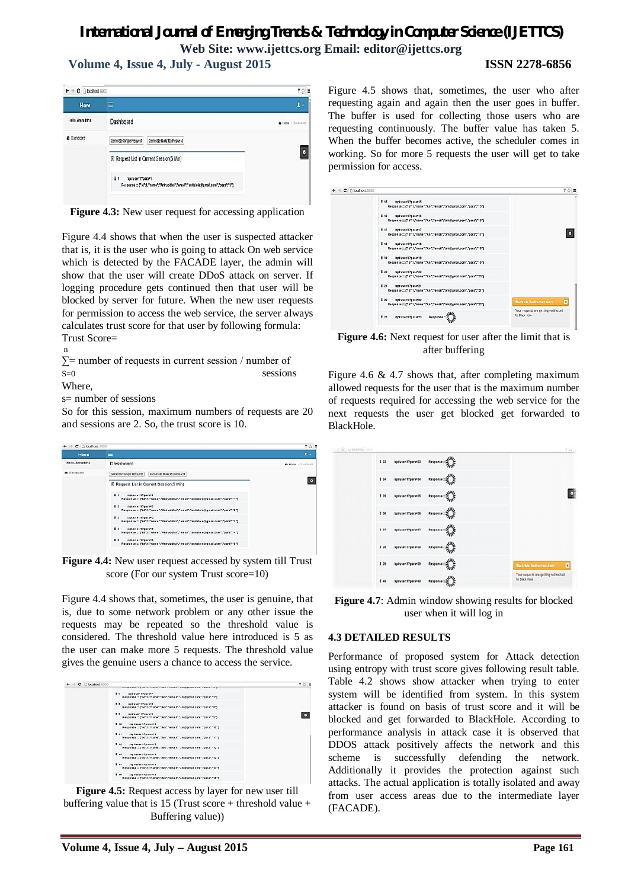**Figure 4.3:** New user request for accessing application

Figure 4.4 shows that when the user is suspected attacker that is, it is the user who is going to attack On web service which is detected by the FACADE layer, the admin will show that the user will create DDoS attack on server. If logging procedure gets continued then that user will be blocked by server for future. When the new user requests for permission to access the web service, the server always calculates trust score for that user by following formula:

Trust Score=

$$\sum_{S=0}^{n} = \text{number of requests in current session / number of sessions}$$

Where,

s= number of sessions

So for this session, maximum numbers of requests are 20 and sessions are 2. So, the trust score is 10.

**Figure 4.4:** New user request accessed by system till Trust score (For our system Trust score=10)

Figure 4.4 shows that, sometimes, the user is genuine, that is, due to some network problem or any other issue the requests may be repeated so the threshold value is considered. The threshold value here introduced is 5 as the user can make more 5 requests. The threshold value gives the genuine users a chance to access the service.

**Figure 4.5:** Request access by layer for new user till buffering value that is 15 (Trust score + threshold value + Buffering value))

Figure 4.5 shows that, sometimes, the user who after requesting again and again then the user goes in buffer. The buffer is used for collecting those users who are requesting continuously. The buffer value has taken 5. When the buffer becomes active, the scheduler comes in working. So for more 5 requests the user will get to take permission for access.

**Figure 4.6:** Next request for user after the limit that is after buffering

Figure 4.6 & 4.7 shows that, after completing maximum allowed requests for the user that is the maximum number of requests required for accessing the web service for the next requests the user get blocked get forwarded to BlackHole.

**Figure 4.7**: Admin window showing results for blocked user when it will log in

### 4.3 DETAILED RESULTS

Performance of proposed system for Attack detection using entropy with trust score gives following result table. Table 4.2 shows show attacker when trying to enter system will be identified from system. In this system attacker is found on basis of trust score and it will be blocked and get forwarded to BlackHole. According to performance analysis in attack case it is observed that DDOS attack positively affects the network and this scheme is successfully defending the network. Additionally it provides the protection against such attacks. The actual application is totally isolated and away from user access areas due to the intermediate layer (FACADE).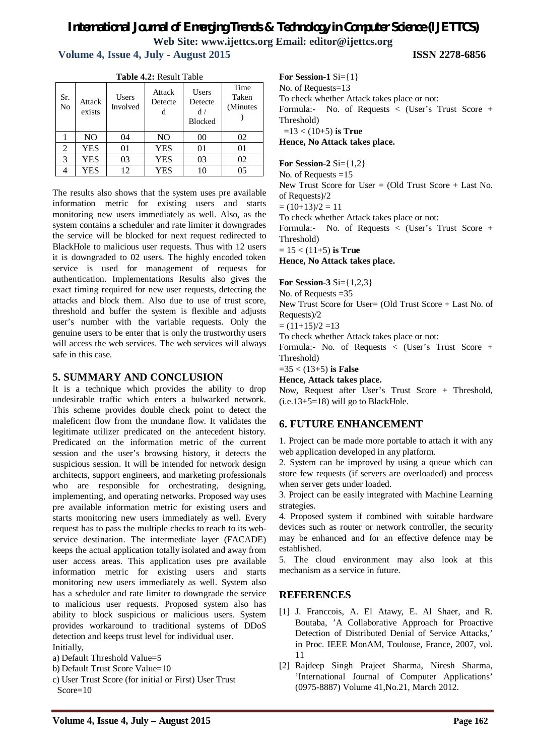**Table 4.2:** Result Table

| Sr. No | Attack exists | Users Involved | Attack Detected | Users Detected / Blocked | Time Taken (Minutes) |
|---|---|---|---|---|---|
| 1 | NO | 04 | NO | 00 | 02 |
| 2 | YES | 01 | YES | 01 | 01 |
| 3 | YES | 03 | YES | 03 | 02 |
| 4 | YES | 12 | YES | 10 | 05 |

The results also shows that the system uses pre available information metric for existing users and starts monitoring new users immediately as well. Also, as the system contains a scheduler and rate limiter it downgrades the service will be blocked for next request redirected to BlackHole to malicious user requests. Thus with 12 users it is downgraded to 02 users. The highly encoded token service is used for management of requests for authentication. Implementations Results also gives the exact timing required for new user requests, detecting the attacks and block them. Also due to use of trust score, threshold and buffer the system is flexible and adjusts user's number with the variable requests. Only the genuine users to be enter that is only the trustworthy users will access the web services. The web services will always safe in this case.

## 5. SUMMARY AND CONCLUSION

It is a technique which provides the ability to drop undesirable traffic which enters a bulwarked network. This scheme provides double check point to detect the maleficent flow from the mundane flow. It validates the legitimate utilizer predicated on the antecedent history. Predicated on the information metric of the current session and the user's browsing history, it detects the suspicious session. It will be intended for network design architects, support engineers, and marketing professionals who are responsible for orchestrating, designing, implementing, and operating networks. Proposed way uses pre available information metric for existing users and starts monitoring new users immediately as well. Every request has to pass the multiple checks to reach to its web-service destination. The intermediate layer (FACADE) keeps the actual application totally isolated and away from user access areas. This application uses pre available information metric for existing users and starts monitoring new users immediately as well. System also has a scheduler and rate limiter to downgrade the service to malicious user requests. Proposed system also has ability to block suspicious or malicious users. System provides workaround to traditional systems of DDoS detection and keeps trust level for individual user.

Initially,

a) Default Threshold Value=5

b) Default Trust Score Value=10

c) User Trust Score (for initial or First) User Trust Score=10

**For Session-1** Si={1}

No. of Requests=13

To check whether Attack takes place or not:

Formula:- No. of Requests < (User's Trust Score + Threshold)

=13 < (10+5) **is True**

**Hence, No Attack takes place.**

**For Session-2** Si={1,2}

No. of Requests =15

New Trust Score for User = (Old Trust Score + Last No. of Requests)/2

= (10+13)/2 = 11

To check whether Attack takes place or not:

Formula:- No. of Requests < (User's Trust Score + Threshold)

= 15 < (11+5) **is True**

**Hence, No Attack takes place.**

**For Session-3** Si={1,2,3}

No. of Requests =35

New Trust Score for User= (Old Trust Score + Last No. of Requests)/2

= (11+15)/2 =13

To check whether Attack takes place or not:

Formula:- No. of Requests < (User's Trust Score + Threshold)

=35 < (13+5) **is False**

**Hence, Attack takes place.**

Now, Request after User's Trust Score + Threshold, (i.e.13+5=18) will go to BlackHole.

## 6. FUTURE ENHANCEMENT

1. Project can be made more portable to attach it with any web application developed in any platform.
2. System can be improved by using a queue which can store few requests (if servers are overloaded) and process when server gets under loaded.
3. Project can be easily integrated with Machine Learning strategies.
4. Proposed system if combined with suitable hardware devices such as router or network controller, the security may be enhanced and for an effective defence may be established.
5. The cloud environment may also look at this mechanism as a service in future.

## REFERENCES

[1] J. Franccois, A. El Atawy, E. Al Shaer, and R. Boutaba, 'A Collaborative Approach for Proactive Detection of Distributed Denial of Service Attacks,' in Proc. IEEE MonAM, Toulouse, France, 2007, vol. 11

[2] Rajdeep Singh Prajeet Sharma, Niresh Sharma, 'International Journal of Computer Applications' (0975-8887) Volume 41,No.21, March 2012.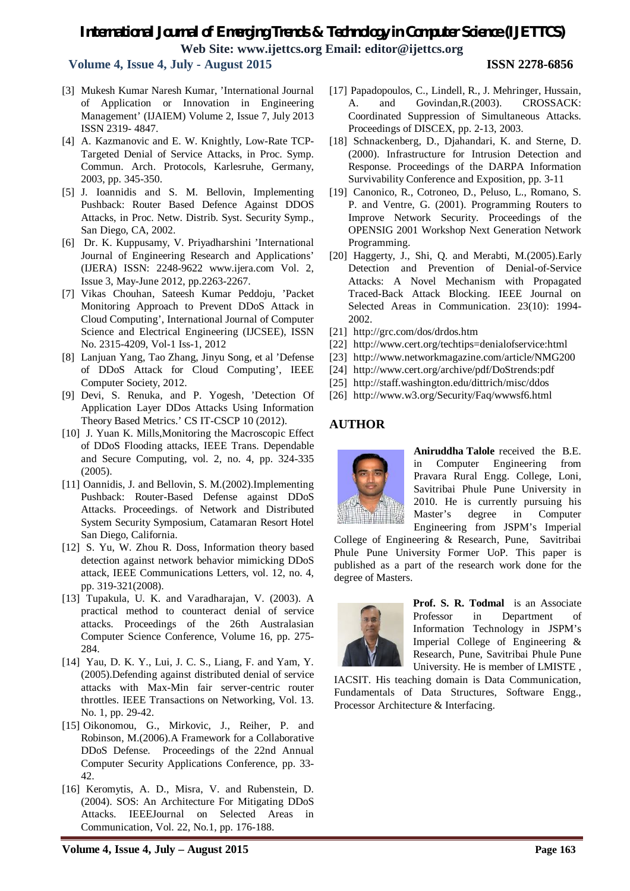[3] Mukesh Kumar Naresh Kumar, 'International Journal of Application or Innovation in Engineering Management' (IJAIEM) Volume 2, Issue 7, July 2013 ISSN 2319- 4847.

[4] A. Kazmanovic and E. W. Knightly, Low-Rate TCP-Targeted Denial of Service Attacks, in Proc. Symp. Commun. Arch. Protocols, Karlesruhe, Germany, 2003, pp. 345-350.

[5] J. Ioannidis and S. M. Bellovin, Implementing Pushback: Router Based Defence Against DDOS Attacks, in Proc. Netw. Distrib. Syst. Security Symp., San Diego, CA, 2002.

[6] Dr. K. Kuppusamy, V. Priyadharshini 'International Journal of Engineering Research and Applications' (IJERA) ISSN: 2248-9622 www.ijera.com Vol. 2, Issue 3, May-June 2012, pp.2263-2267.

[7] Vikas Chouhan, Sateesh Kumar Peddoju, 'Packet Monitoring Approach to Prevent DDoS Attack in Cloud Computing', International Journal of Computer Science and Electrical Engineering (IJCSEE), ISSN No. 2315-4209, Vol-1 Iss-1, 2012

[8] Lanjuan Yang, Tao Zhang, Jinyu Song, et al 'Defense of DDoS Attack for Cloud Computing', IEEE Computer Society, 2012.

[9] Devi, S. Renuka, and P. Yogesh, 'Detection Of Application Layer DDos Attacks Using Information Theory Based Metrics.' CS IT-CSCP 10 (2012).

[10] J. Yuan K. Mills,Monitoring the Macroscopic Effect of DDoS Flooding attacks, IEEE Trans. Dependable and Secure Computing, vol. 2, no. 4, pp. 324-335 (2005).

[11] Oannidis, J. and Bellovin, S. M.(2002).Implementing Pushback: Router-Based Defense against DDoS Attacks. Proceedings. of Network and Distributed System Security Symposium, Catamaran Resort Hotel San Diego, California.

[12] S. Yu, W. Zhou R. Doss, Information theory based detection against network behavior mimicking DDoS attack, IEEE Communications Letters, vol. 12, no. 4, pp. 319-321(2008).

[13] Tupakula, U. K. and Varadharajan, V. (2003). A practical method to counteract denial of service attacks. Proceedings of the 26th Australasian Computer Science Conference, Volume 16, pp. 275-284.

[14] Yau, D. K. Y., Lui, J. C. S., Liang, F. and Yam, Y. (2005).Defending against distributed denial of service attacks with Max-Min fair server-centric router throttles. IEEE Transactions on Networking, Vol. 13. No. 1, pp. 29-42.

[15] Oikonomou, G., Mirkovic, J., Reiher, P. and Robinson, M.(2006).A Framework for a Collaborative DDoS Defense. Proceedings of the 22nd Annual Computer Security Applications Conference, pp. 33-42.

[16] Keromytis, A. D., Misra, V. and Rubenstein, D. (2004). SOS: An Architecture For Mitigating DDoS Attacks. IEEEJournal on Selected Areas in Communication, Vol. 22, No.1, pp. 176-188.

[17] Papadopoulos, C., Lindell, R., J. Mehringer, Hussain, A. and Govindan,R.(2003). CROSSACK: Coordinated Suppression of Simultaneous Attacks. Proceedings of DISCEX, pp. 2-13, 2003.

[18] Schnackenberg, D., Djahandari, K. and Sterne, D. (2000). Infrastructure for Intrusion Detection and Response. Proceedings of the DARPA Information Survivability Conference and Exposition, pp. 3-11

[19] Canonico, R., Cotroneo, D., Peluso, L., Romano, S. P. and Ventre, G. (2001). Programming Routers to Improve Network Security. Proceedings of the OPENSIG 2001 Workshop Next Generation Network Programming.

[20] Haggerty, J., Shi, Q. and Merabti, M.(2005).Early Detection and Prevention of Denial-of-Service Attacks: A Novel Mechanism with Propagated Traced-Back Attack Blocking. IEEE Journal on Selected Areas in Communication. 23(10): 1994-2002.

[21] http://grc.com/dos/drdos.htm

[22] http://www.cert.org/techtips=denialofservice:html

[23] http://www.networkmagazine.com/article/NMG200

[24] http://www.cert.org/archive/pdf/DoStrends:pdf

[25] http://staff.washington.edu/dittrich/misc/ddos

[26] http://www.w3.org/Security/Faq/wwwsf6.html

## AUTHOR

**Aniruddha Talole** received the B.E. in Computer Engineering from Pravara Rural Engg. College, Loni, Savitribai Phule Pune University in 2010. He is currently pursuing his Master's degree in Computer Engineering from JSPM's Imperial College of Engineering & Research, Pune, Savitribai Phule Pune University Former UoP. This paper is published as a part of the research work done for the degree of Masters.

**Prof. S. R. Todmal** is an Associate Professor in Department of Information Technology in JSPM's Imperial College of Engineering & Research, Pune, Savitribai Phule Pune University. He is member of LMISTE , IACSIT. His teaching domain is Data Communication, Fundamentals of Data Structures, Software Engg., Processor Architecture & Interfacing.